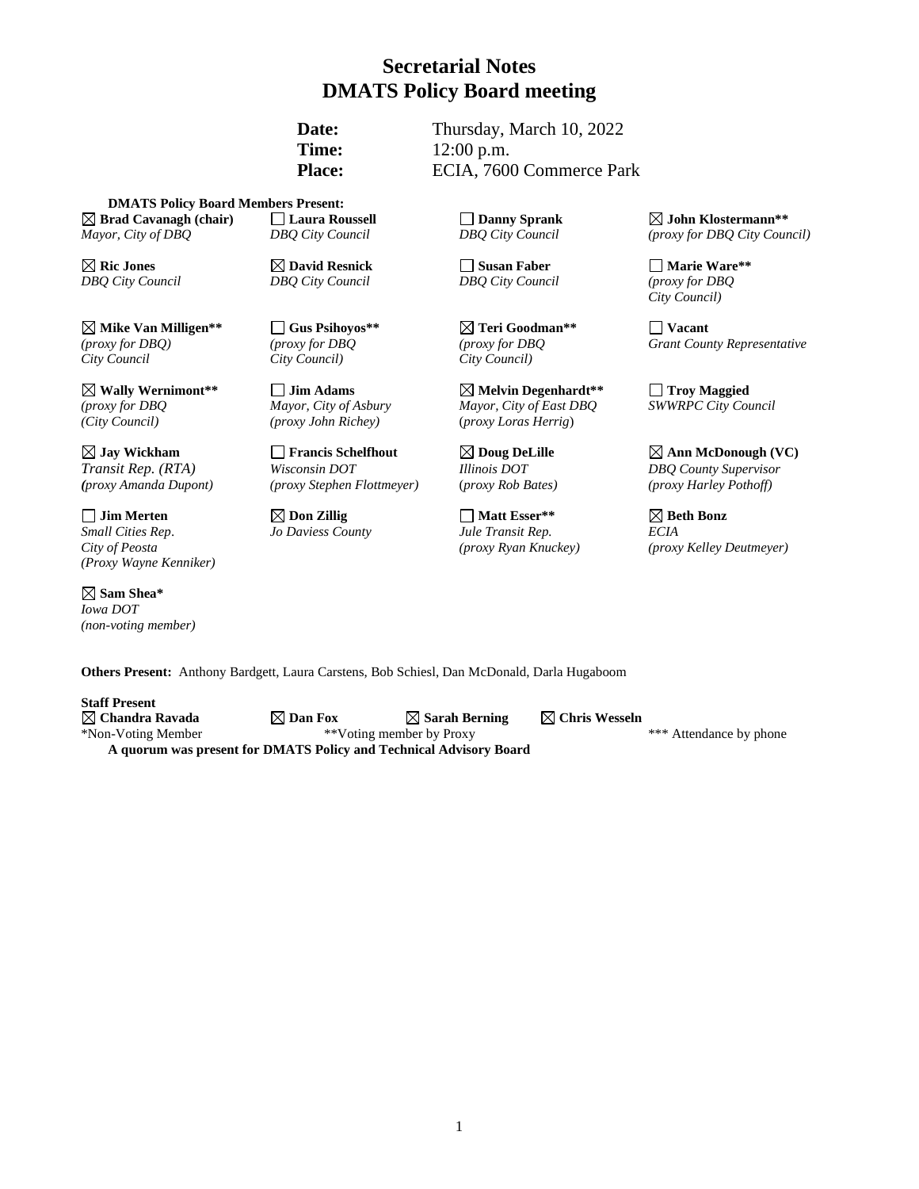# Secretarial Notes
# DMATS Policy Board meeting

**Date:** Thursday, March 10, 2022
**Time:** 12:00 p.m.
**Place:** ECIA, 7600 Commerce Park

**DMATS Policy Board Members Present:**

| | | | |
|---|---|---|---|
| ☒ **Brad Cavanagh (chair)**<br>*Mayor, City of DBQ* | ☐ **Laura Roussell**<br>*DBQ City Council* | ☐ **Danny Sprank**<br>*DBQ City Council* | ☒ **John Klostermann****<br>*(proxy for DBQ City Council)* |
| ☒ **Ric Jones**<br>*DBQ City Council* | ☒ **David Resnick**<br>*DBQ City Council* | ☐ **Susan Faber**<br>*DBQ City Council* | ☐ **Marie Ware****<br>*(proxy for DBQ City Council)* |
| ☒ **Mike Van Milligen****<br>*(proxy for DBQ) City Council* | ☐ **Gus Psihoyos****<br>*(proxy for DBQ City Council)* | ☒ **Teri Goodman****<br>*(proxy for DBQ City Council)* | ☐ **Vacant**<br>*Grant County Representative* |
| ☒ **Wally Wernimont****<br>*(proxy for DBQ (City Council)* | ☐ **Jim Adams**<br>*Mayor, City of Asbury (proxy John Richey)* | ☒ **Melvin Degenhardt****<br>*Mayor, City of East DBQ (proxy Loras Herrig)* | ☐ **Troy Maggied**<br>*SWWRPC City Council* |
| ☒ **Jay Wickham**<br>*Transit Rep. (RTA) (proxy Amanda Dupont)* | ☐ **Francis Schelfhout**<br>*Wisconsin DOT (proxy Stephen Flottmeyer)* | ☒ **Doug DeLille**<br>*Illinois DOT (proxy Rob Bates)* | ☒ **Ann McDonough (VC)**<br>*DBQ County Supervisor (proxy Harley Pothoff)* |
| ☐ **Jim Merten**<br>*Small Cities Rep. City of Peosta (Proxy Wayne Kenniker)* | ☒ **Don Zillig**<br>*Jo Daviess County* | ☐ **Matt Esser****<br>*Jule Transit Rep. (proxy Ryan Knuckey)* | ☒ **Beth Bonz**<br>*ECIA (proxy Kelley Deutmeyer)* |
| ☒ **Sam Shea***<br>*Iowa DOT (non-voting member)* | | | |

**Others Present:** Anthony Bardgett, Laura Carstens, Bob Schiesl, Dan McDonald, Darla Hugaboom

**Staff Present**

☒ **Chandra Ravada** ☒ **Dan Fox** ☒ **Sarah Berning** ☒ **Chris Wesseln**

*Non-Voting Member **Voting member by Proxy *** Attendance by phone

**A quorum was present for DMATS Policy and Technical Advisory Board**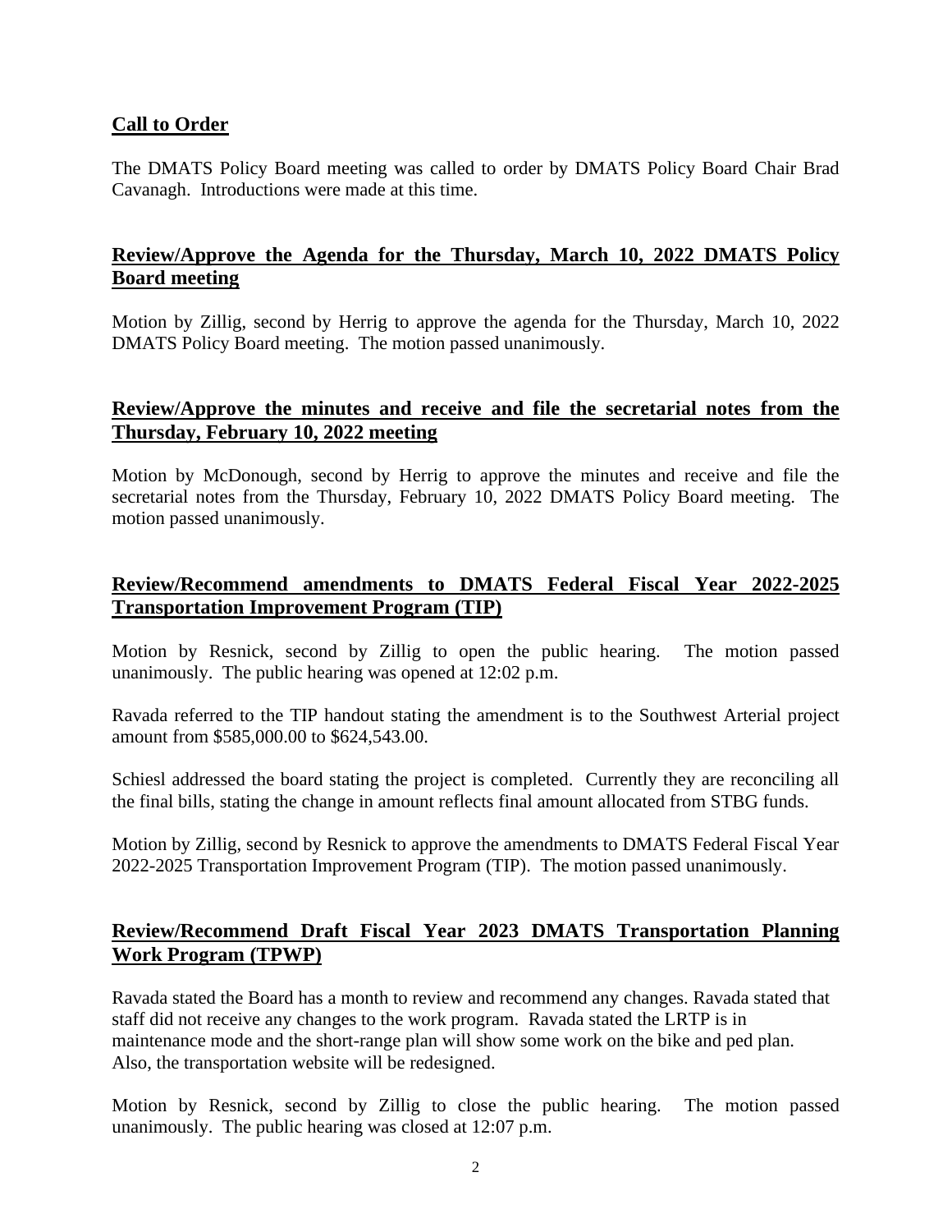## Call to Order

The DMATS Policy Board meeting was called to order by DMATS Policy Board Chair Brad Cavanagh. Introductions were made at this time.

## Review/Approve the Agenda for the Thursday, March 10, 2022 DMATS Policy Board meeting

Motion by Zillig, second by Herrig to approve the agenda for the Thursday, March 10, 2022 DMATS Policy Board meeting. The motion passed unanimously.

## Review/Approve the minutes and receive and file the secretarial notes from the Thursday, February 10, 2022 meeting

Motion by McDonough, second by Herrig to approve the minutes and receive and file the secretarial notes from the Thursday, February 10, 2022 DMATS Policy Board meeting. The motion passed unanimously.

## Review/Recommend amendments to DMATS Federal Fiscal Year 2022-2025 Transportation Improvement Program (TIP)

Motion by Resnick, second by Zillig to open the public hearing. The motion passed unanimously. The public hearing was opened at 12:02 p.m.

Ravada referred to the TIP handout stating the amendment is to the Southwest Arterial project amount from $585,000.00 to $624,543.00.

Schiesl addressed the board stating the project is completed. Currently they are reconciling all the final bills, stating the change in amount reflects final amount allocated from STBG funds.

Motion by Zillig, second by Resnick to approve the amendments to DMATS Federal Fiscal Year 2022-2025 Transportation Improvement Program (TIP). The motion passed unanimously.

## Review/Recommend Draft Fiscal Year 2023 DMATS Transportation Planning Work Program (TPWP)

Ravada stated the Board has a month to review and recommend any changes. Ravada stated that staff did not receive any changes to the work program. Ravada stated the LRTP is in maintenance mode and the short-range plan will show some work on the bike and ped plan. Also, the transportation website will be redesigned.

Motion by Resnick, second by Zillig to close the public hearing. The motion passed unanimously. The public hearing was closed at 12:07 p.m.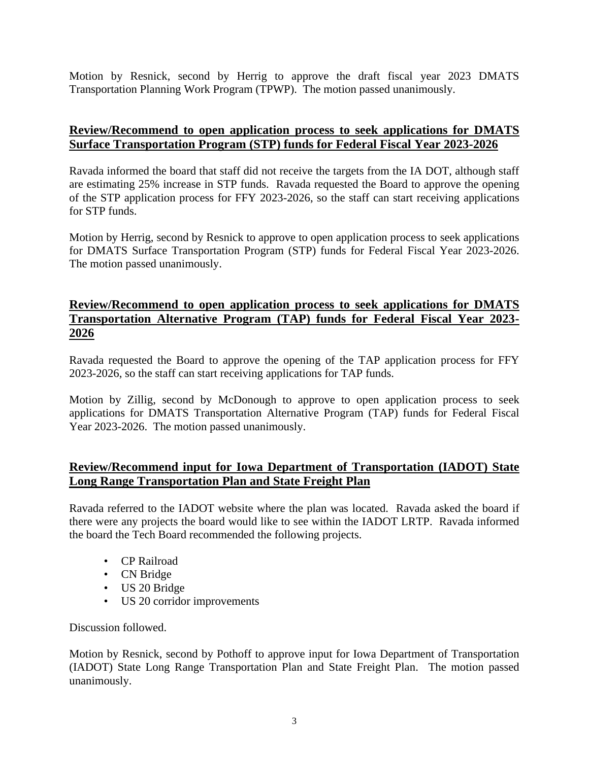Motion by Resnick, second by Herrig to approve the draft fiscal year 2023 DMATS Transportation Planning Work Program (TPWP). The motion passed unanimously.

**Review/Recommend to open application process to seek applications for DMATS Surface Transportation Program (STP) funds for Federal Fiscal Year 2023-2026**

Ravada informed the board that staff did not receive the targets from the IA DOT, although staff are estimating 25% increase in STP funds. Ravada requested the Board to approve the opening of the STP application process for FFY 2023-2026, so the staff can start receiving applications for STP funds.

Motion by Herrig, second by Resnick to approve to open application process to seek applications for DMATS Surface Transportation Program (STP) funds for Federal Fiscal Year 2023-2026. The motion passed unanimously.

**Review/Recommend to open application process to seek applications for DMATS Transportation Alternative Program (TAP) funds for Federal Fiscal Year 2023-2026**

Ravada requested the Board to approve the opening of the TAP application process for FFY 2023-2026, so the staff can start receiving applications for TAP funds.

Motion by Zillig, second by McDonough to approve to open application process to seek applications for DMATS Transportation Alternative Program (TAP) funds for Federal Fiscal Year 2023-2026. The motion passed unanimously.

**Review/Recommend input for Iowa Department of Transportation (IADOT) State Long Range Transportation Plan and State Freight Plan**

Ravada referred to the IADOT website where the plan was located. Ravada asked the board if there were any projects the board would like to see within the IADOT LRTP. Ravada informed the board the Tech Board recommended the following projects.

- CP Railroad
- CN Bridge
- US 20 Bridge
- US 20 corridor improvements

Discussion followed.

Motion by Resnick, second by Pothoff to approve input for Iowa Department of Transportation (IADOT) State Long Range Transportation Plan and State Freight Plan. The motion passed unanimously.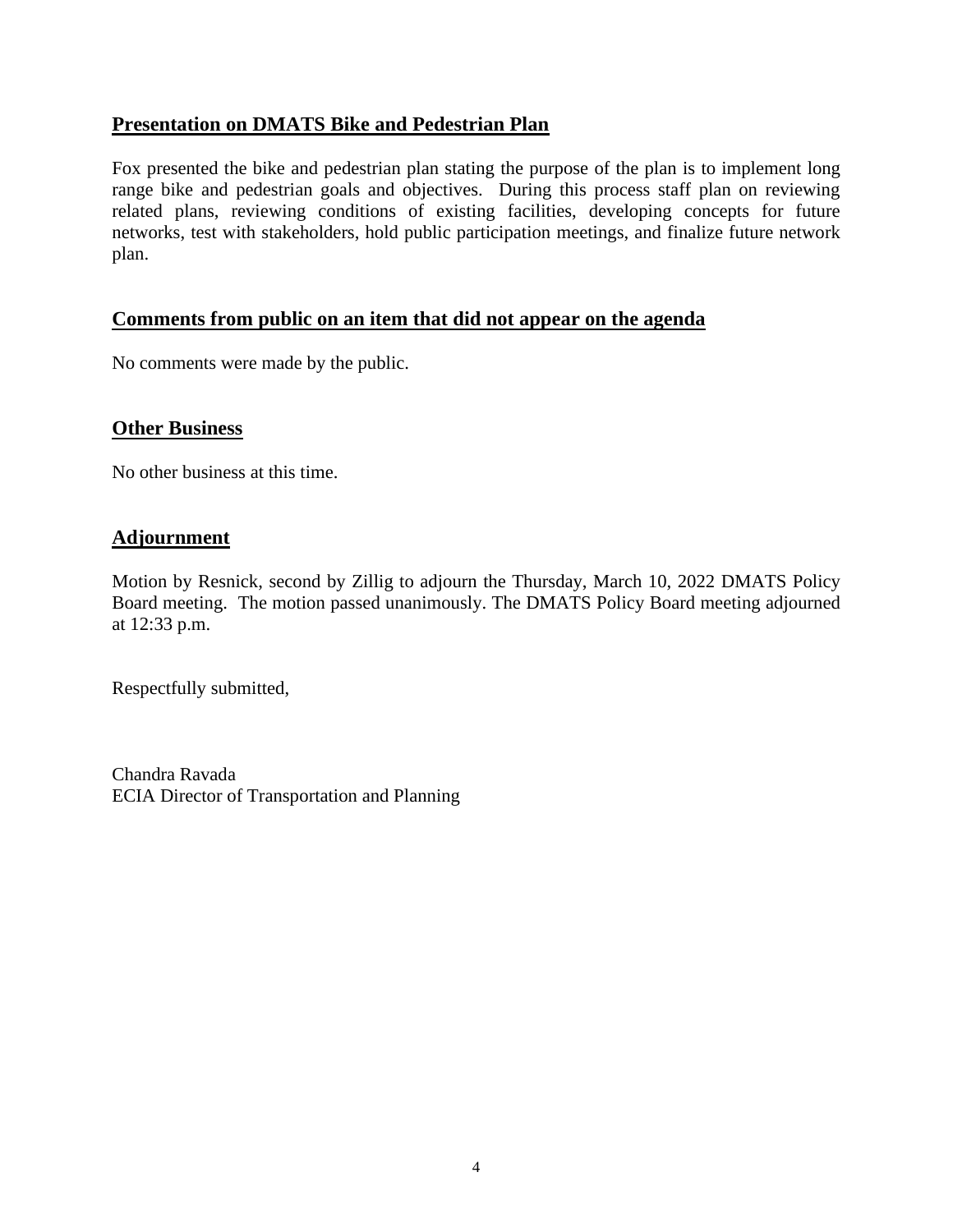## Presentation on DMATS Bike and Pedestrian Plan

Fox presented the bike and pedestrian plan stating the purpose of the plan is to implement long range bike and pedestrian goals and objectives. During this process staff plan on reviewing related plans, reviewing conditions of existing facilities, developing concepts for future networks, test with stakeholders, hold public participation meetings, and finalize future network plan.

## Comments from public on an item that did not appear on the agenda

No comments were made by the public.

## Other Business

No other business at this time.

## Adjournment

Motion by Resnick, second by Zillig to adjourn the Thursday, March 10, 2022 DMATS Policy Board meeting. The motion passed unanimously. The DMATS Policy Board meeting adjourned at 12:33 p.m.

Respectfully submitted,

Chandra Ravada
ECIA Director of Transportation and Planning